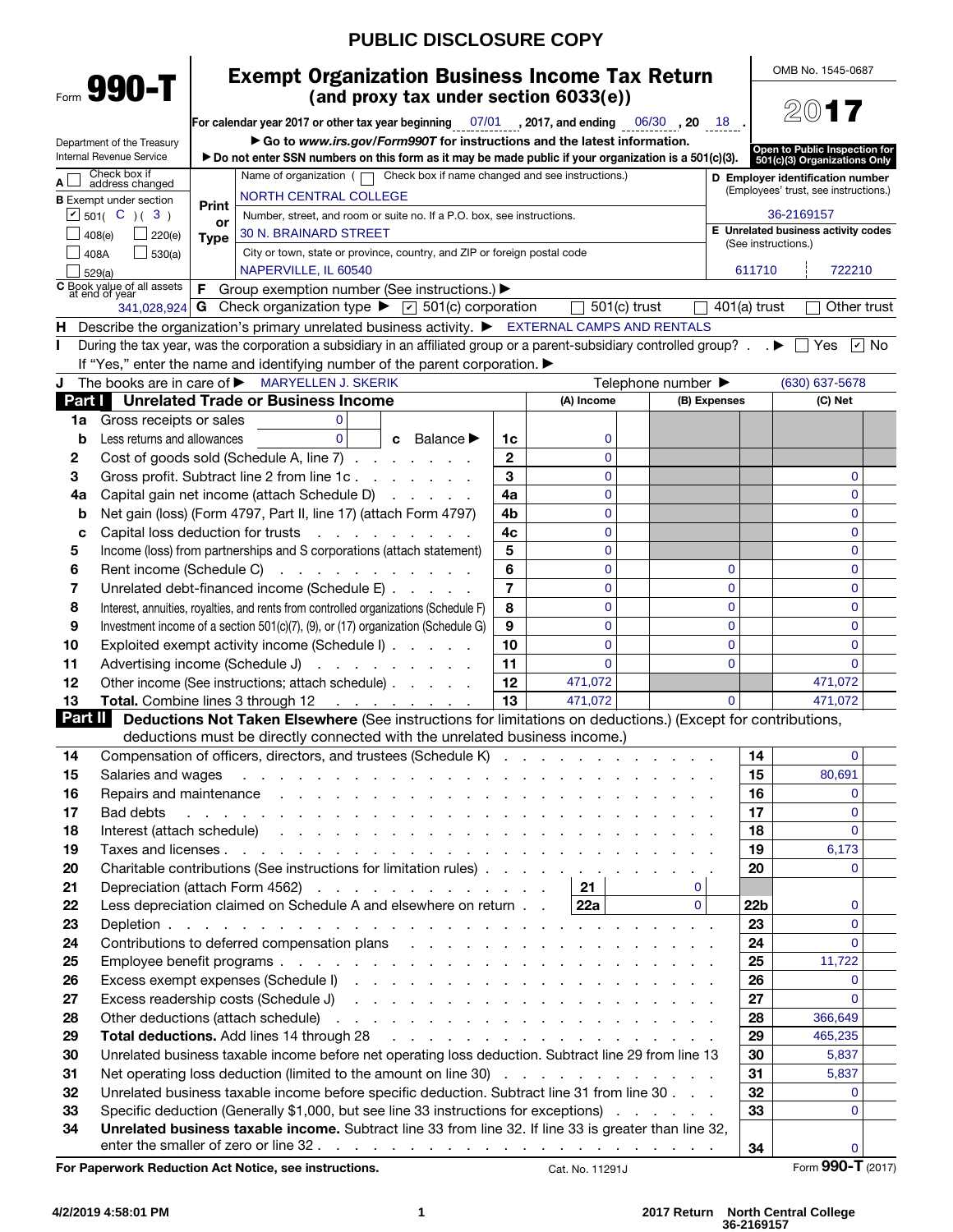PUBLIC DISCLOSURE COPY

# Form 990-T

## Exempt Organization Business Income Tax Return
### (and proxy tax under section 6033(e))

OMB No. 1545-0687

**2017**

For calendar year 2017 or other tax year beginning 07/01, 2017, and ending 06/30, 20 18.

Department of the Treasury
Internal Revenue Service

▶ Go to www.irs.gov/Form990T for instructions and the latest information.
▶ Do not enter SSN numbers on this form as it may be made public if your organization is a 501(c)(3).

**Open to Public Inspection for 501(c)(3) Organizations Only**

A ☐ Check box if address changed

B Exempt under section
☑ 501( C )( 3 )
☐ 408(e) ☐ 220(e)
☐ 408A ☐ 530(a)
☐ 529(a)

Print or Type

Name of organization ( ☐ Check box if name changed and see instructions.)
NORTH CENTRAL COLLEGE

Number, street, and room or suite no. If a P.O. box, see instructions.
30 N. BRAINARD STREET

City or town, state or province, country, and ZIP or foreign postal code
NAPERVILLE, IL 60540

D Employer identification number (Employees' trust, see instructions.)
36-2169157

E Unrelated business activity codes (See instructions.)
611710 | 722210

C Book value of all assets at end of year: 341,028,924

F Group exemption number (See instructions.) ▶

G Check organization type ▶ ☑ 501(c) corporation ☐ 501(c) trust ☐ 401(a) trust ☐ Other trust

H Describe the organization's primary unrelated business activity. ▶ EXTERNAL CAMPS AND RENTALS

I During the tax year, was the corporation a subsidiary in an affiliated group or a parent-subsidiary controlled group? ▶ ☐ Yes ☑ No
If "Yes," enter the name and identifying number of the parent corporation. ▶

J The books are in care of ▶ MARYELLEN J. SKERIK Telephone number ▶ (630) 637-5678

## Part I Unrelated Trade or Business Income

| | | | (A) Income | (B) Expenses | (C) Net |
|---|---|---|---|---|---|
| 1a | Gross receipts or sales 0 | | | | |
| b | Less returns and allowances 0 c Balance ▶ | 1c | 0 | | |
| 2 | Cost of goods sold (Schedule A, line 7) | 2 | 0 | | |
| 3 | Gross profit. Subtract line 2 from line 1c | 3 | 0 | | 0 |
| 4a | Capital gain net income (attach Schedule D) | 4a | 0 | | 0 |
| b | Net gain (loss) (Form 4797, Part II, line 17) (attach Form 4797) | 4b | 0 | | 0 |
| c | Capital loss deduction for trusts | 4c | 0 | | 0 |
| 5 | Income (loss) from partnerships and S corporations (attach statement) | 5 | 0 | | 0 |
| 6 | Rent income (Schedule C) | 6 | 0 | 0 | 0 |
| 7 | Unrelated debt-financed income (Schedule E) | 7 | 0 | 0 | 0 |
| 8 | Interest, annuities, royalties, and rents from controlled organizations (Schedule F) | 8 | 0 | 0 | 0 |
| 9 | Investment income of a section 501(c)(7), (9), or (17) organization (Schedule G) | 9 | 0 | 0 | 0 |
| 10 | Exploited exempt activity income (Schedule I) | 10 | 0 | 0 | 0 |
| 11 | Advertising income (Schedule J) | 11 | 0 | 0 | 0 |
| 12 | Other income (See instructions; attach schedule) | 12 | 471,072 | | 471,072 |
| 13 | **Total.** Combine lines 3 through 12 | 13 | 471,072 | 0 | 471,072 |

## Part II Deductions Not Taken Elsewhere (See instructions for limitations on deductions.) (Except for contributions, deductions must be directly connected with the unrelated business income.)

| | | | |
|---|---|---|---|
| 14 | Compensation of officers, directors, and trustees (Schedule K) | 14 | 0 |
| 15 | Salaries and wages | 15 | 80,691 |
| 16 | Repairs and maintenance | 16 | 0 |
| 17 | Bad debts | 17 | 0 |
| 18 | Interest (attach schedule) | 18 | 0 |
| 19 | Taxes and licenses | 19 | 6,173 |
| 20 | Charitable contributions (See instructions for limitation rules) | 20 | 0 |
| 21 | Depreciation (attach Form 4562) — 21: 0 | | |
| 22 | Less depreciation claimed on Schedule A and elsewhere on return — 22a: 0 | 22b | 0 |
| 23 | Depletion | 23 | 0 |
| 24 | Contributions to deferred compensation plans | 24 | 0 |
| 25 | Employee benefit programs | 25 | 11,722 |
| 26 | Excess exempt expenses (Schedule I) | 26 | 0 |
| 27 | Excess readership costs (Schedule J) | 27 | 0 |
| 28 | Other deductions (attach schedule) | 28 | 366,649 |
| 29 | **Total deductions.** Add lines 14 through 28 | 29 | 465,235 |
| 30 | Unrelated business taxable income before net operating loss deduction. Subtract line 29 from line 13 | 30 | 5,837 |
| 31 | Net operating loss deduction (limited to the amount on line 30) | 31 | 5,837 |
| 32 | Unrelated business taxable income before specific deduction. Subtract line 31 from line 30 | 32 | 0 |
| 33 | Specific deduction (Generally $1,000, but see line 33 instructions for exceptions) | 33 | 0 |
| 34 | **Unrelated business taxable income.** Subtract line 33 from line 32. If line 33 is greater than line 32, enter the smaller of zero or line 32 | 34 | 0 |

**For Paperwork Reduction Act Notice, see instructions.** Cat. No. 11291J Form **990-T** (2017)

4/2/2019 4:58:01 PM — 2017 Return North Central College 36-2169157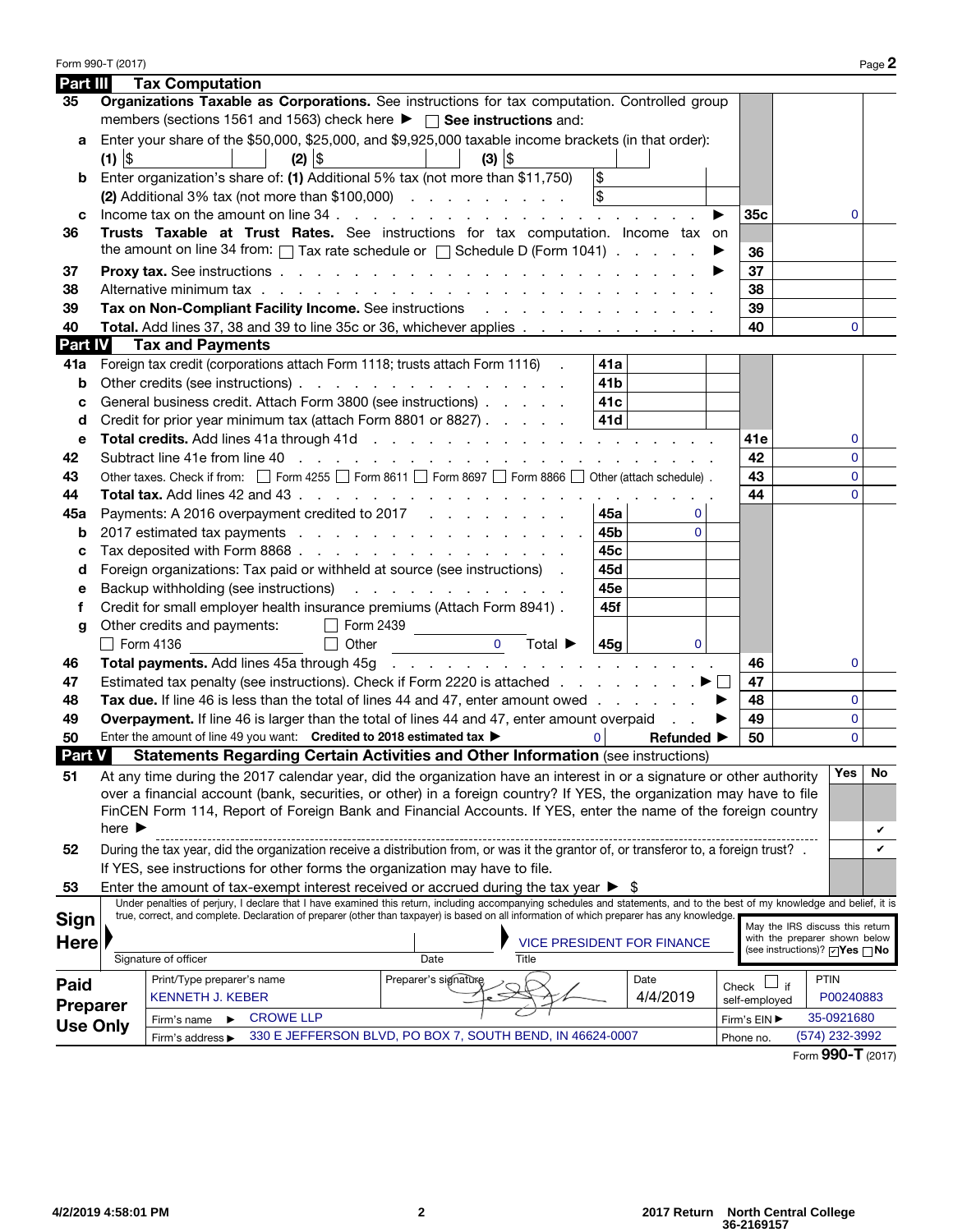Form 990-T (2017)

## Part III Tax Computation

| | | | |
|---|---|---|---|
| **35** | **Organizations Taxable as Corporations.** See instructions for tax computation. Controlled group members (sections 1561 and 1563) check here ▶ ☐ **See instructions** and: | | |
| **a** | Enter your share of the $50,000, $25,000, and $9,925,000 taxable income brackets (in that order): **(1)** $ **(2)** $ **(3)** $ | | |
| **b** | Enter organization's share of: **(1)** Additional 5% tax (not more than $11,750) $ | | |
| | **(2)** Additional 3% tax (not more than $100,000) $ | | |
| **c** | Income tax on the amount on line 34 ▶ | **35c** | 0 |
| **36** | **Trusts Taxable at Trust Rates.** See instructions for tax computation. Income tax on the amount on line 34 from: ☐ Tax rate schedule or ☐ Schedule D (Form 1041) ▶ | **36** | |
| **37** | **Proxy tax.** See instructions ▶ | **37** | |
| **38** | Alternative minimum tax | **38** | |
| **39** | **Tax on Non-Compliant Facility Income.** See instructions | **39** | |
| **40** | **Total.** Add lines 37, 38 and 39 to line 35c or 36, whichever applies | **40** | 0 |

## Part IV Tax and Payments

| | | | | | |
|---|---|---|---|---|---|
| **41a** | Foreign tax credit (corporations attach Form 1118; trusts attach Form 1116) | **41a** | | | |
| **b** | Other credits (see instructions) | **41b** | | | |
| **c** | General business credit. Attach Form 3800 (see instructions) | **41c** | | | |
| **d** | Credit for prior year minimum tax (attach Form 8801 or 8827) | **41d** | | | |
| **e** | **Total credits.** Add lines 41a through 41d | | | **41e** | 0 |
| **42** | Subtract line 41e from line 40 | | | **42** | 0 |
| **43** | Other taxes. Check if from: ☐ Form 4255 ☐ Form 8611 ☐ Form 8697 ☐ Form 8866 ☐ Other (attach schedule) | | | **43** | 0 |
| **44** | **Total tax.** Add lines 42 and 43 | | | **44** | 0 |
| **45a** | Payments: A 2016 overpayment credited to 2017 | **45a** | 0 | | |
| **b** | 2017 estimated tax payments | **45b** | 0 | | |
| **c** | Tax deposited with Form 8868 | **45c** | | | |
| **d** | Foreign organizations: Tax paid or withheld at source (see instructions) | **45d** | | | |
| **e** | Backup withholding (see instructions) | **45e** | | | |
| **f** | Credit for small employer health insurance premiums (Attach Form 8941) | **45f** | | | |
| **g** | Other credits and payments: ☐ Form 2439 ☐ Form 4136 ☐ Other 0 Total ▶ | **45g** | 0 | | |
| **46** | **Total payments.** Add lines 45a through 45g | | | **46** | 0 |
| **47** | Estimated tax penalty (see instructions). Check if Form 2220 is attached ▶ ☐ | | | **47** | |
| **48** | **Tax due.** If line 46 is less than the total of lines 44 and 47, enter amount owed ▶ | | | **48** | 0 |
| **49** | **Overpayment.** If line 46 is larger than the total of lines 44 and 47, enter amount overpaid ▶ | | | **49** | 0 |
| **50** | Enter the amount of line 49 you want: **Credited to 2018 estimated tax** ▶ 0 **Refunded** ▶ | | | **50** | 0 |

## Part V Statements Regarding Certain Activities and Other Information (see instructions)

| | | Yes | No |
|---|---|---|---|
| **51** | At any time during the 2017 calendar year, did the organization have an interest in or a signature or other authority over a financial account (bank, securities, or other) in a foreign country? If YES, the organization may have to file FinCEN Form 114, Report of Foreign Bank and Financial Accounts. If YES, enter the name of the foreign country here ▶ | | ✔ |
| **52** | During the tax year, did the organization receive a distribution from, or was it the grantor of, or transferor to, a foreign trust? If YES, see instructions for other forms the organization may have to file. | | ✔ |
| **53** | Enter the amount of tax-exempt interest received or accrued during the tax year ▶ $ | | |

**Sign Here**

Under penalties of perjury, I declare that I have examined this return, including accompanying schedules and statements, and to the best of my knowledge and belief, it is true, correct, and complete. Declaration of preparer (other than taxpayer) is based on all information of which preparer has any knowledge.

| Signature of officer | Date | Title |
|---|---|---|
| | | VICE PRESIDENT FOR FINANCE |

May the IRS discuss this return with the preparer shown below (see instructions)? ☑ Yes ☐ No

**Paid Preparer Use Only**

| Print/Type preparer's name | Preparer's signature | Date | Check ☐ if self-employed | PTIN |
|---|---|---|---|---|
| KENNETH J. KEBER | [signature] | 4/4/2019 | | P00240883 |
| Firm's name ▶ CROWE LLP | | | Firm's EIN ▶ | 35-0921680 |
| Firm's address ▶ 330 E JEFFERSON BLVD, PO BOX 7, SOUTH BEND, IN 46624-0007 | | | Phone no. | (574) 232-3992 |

Form **990-T** (2017)

4/2/2019 4:58:01 PM — 2017 Return North Central College 36-2169157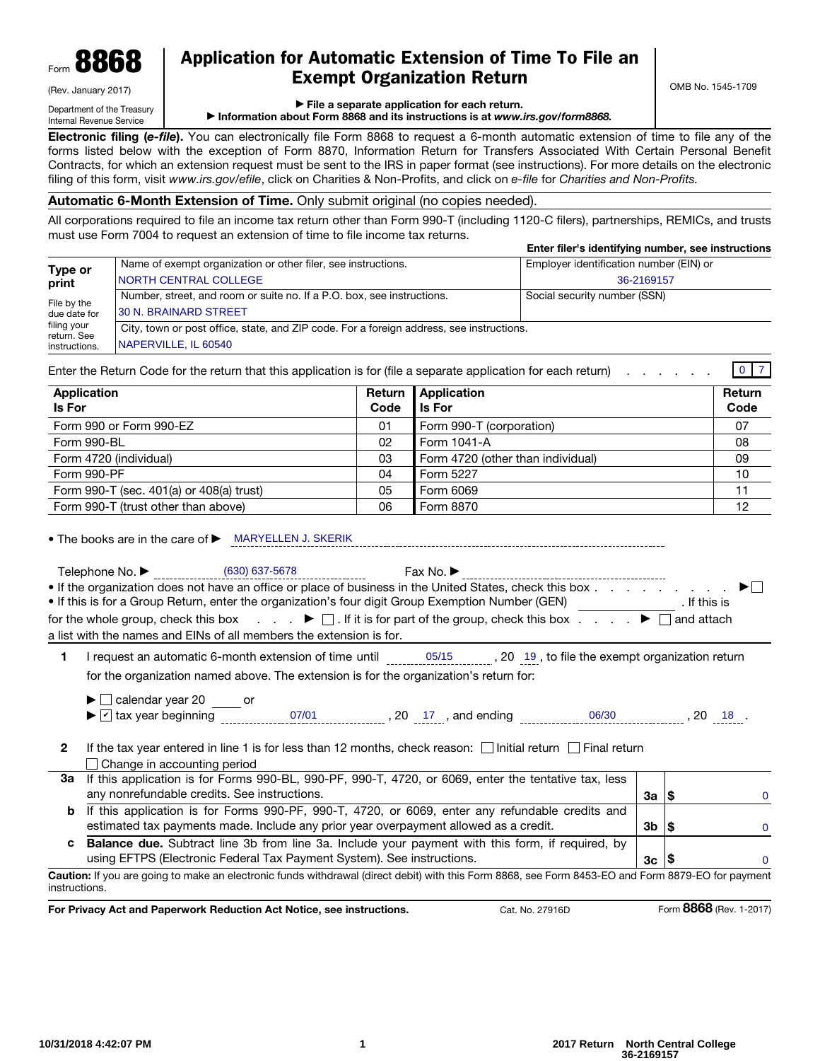Form **8868**

(Rev. January 2017)

Department of the Treasury
Internal Revenue Service

# Application for Automatic Extension of Time To File an Exempt Organization Return

▶ File a separate application for each return.
▶ Information about Form 8868 and its instructions is at *www.irs.gov/form8868.*

OMB No. 1545-1709

**Electronic filing (*e-file*).** You can electronically file Form 8868 to request a 6-month automatic extension of time to file any of the forms listed below with the exception of Form 8870, Information Return for Transfers Associated With Certain Personal Benefit Contracts, for which an extension request must be sent to the IRS in paper format (see instructions). For more details on the electronic filing of this form, visit *www.irs.gov/efile*, click on Charities & Non-Profits, and click on *e-file* for *Charities and Non-Profits.*

**Automatic 6-Month Extension of Time.** Only submit original (no copies needed).

All corporations required to file an income tax return other than Form 990-T (including 1120-C filers), partnerships, REMICs, and trusts must use Form 7004 to request an extension of time to file income tax returns.

**Enter filer's identifying number, see instructions**

| Type or print | Name of exempt organization or other filer, see instructions. | Employer identification number (EIN) or |
|---|---|---|
| | NORTH CENTRAL COLLEGE | 36-2169157 |
| File by the due date for filing your return. See instructions. | Number, street, and room or suite no. If a P.O. box, see instructions. | Social security number (SSN) |
| | 30 N. BRAINARD STREET | |
| | City, town or post office, state, and ZIP code. For a foreign address, see instructions. | |
| | NAPERVILLE, IL 60540 | |

Enter the Return Code for the return that this application is for (file a separate application for each return) . . . . . . . **0 7**

| Application Is For | Return Code | Application Is For | Return Code |
|---|---|---|---|
| Form 990 or Form 990-EZ | 01 | Form 990-T (corporation) | 07 |
| Form 990-BL | 02 | Form 1041-A | 08 |
| Form 4720 (individual) | 03 | Form 4720 (other than individual) | 09 |
| Form 990-PF | 04 | Form 5227 | 10 |
| Form 990-T (sec. 401(a) or 408(a) trust) | 05 | Form 6069 | 11 |
| Form 990-T (trust other than above) | 06 | Form 8870 | 12 |

- The books are in the care of ▶ MARYELLEN J. SKERIK

Telephone No. ▶ (630) 637-5678 Fax No. ▶

- If the organization does not have an office or place of business in the United States, check this box . . . . . . . . . . ▶ ☐
- If this is for a Group Return, enter the organization's four digit Group Exemption Number (GEN) ________ . If this is for the whole group, check this box . . . . ▶ ☐ . If it is for part of the group, check this box . . . . ▶ ☐ and attach a list with the names and EINs of all members the extension is for.

**1** I request an automatic 6-month extension of time until 05/15 , 20 19 , to file the exempt organization return for the organization named above. The extension is for the organization's return for:

▶ ☐ calendar year 20 ____ or
▶ ☑ tax year beginning 07/01 , 20 17 , and ending 06/30 , 20 18 .

**2** If the tax year entered in line 1 is for less than 12 months, check reason: ☐ Initial return ☐ Final return
☐ Change in accounting period

| | | | |
|---|---|---|---|
| **3a** | If this application is for Forms 990-BL, 990-PF, 990-T, 4720, or 6069, enter the tentative tax, less any nonrefundable credits. See instructions. | **3a** | $ 0 |
| **b** | If this application is for Forms 990-PF, 990-T, 4720, or 6069, enter any refundable credits and estimated tax payments made. Include any prior year overpayment allowed as a credit. | **3b** | $ 0 |
| **c** | **Balance due.** Subtract line 3b from line 3a. Include your payment with this form, if required, by using EFTPS (Electronic Federal Tax Payment System). See instructions. | **3c** | $ 0 |

**Caution:** If you are going to make an electronic funds withdrawal (direct debit) with this Form 8868, see Form 8453-EO and Form 8879-EO for payment instructions.

**For Privacy Act and Paperwork Reduction Act Notice, see instructions.** Cat. No. 27916D Form **8868** (Rev. 1-2017)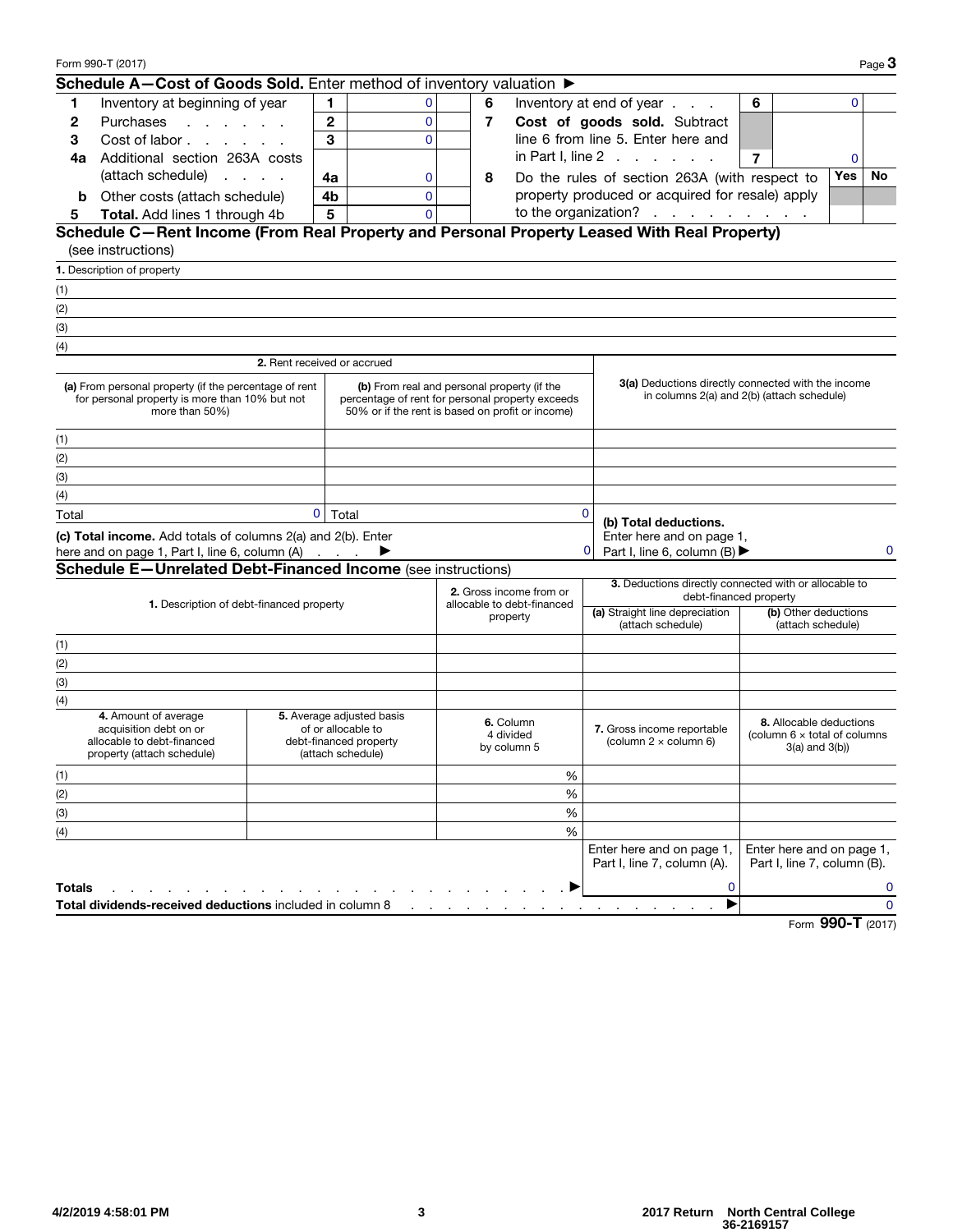## Schedule A—Cost of Goods Sold. Enter method of inventory valuation ►

| | | | | | | | | | |
|---|---|---|---|---|---|---|---|---|---|
| **1** | Inventory at beginning of year | **1** | 0 | **6** | Inventory at end of year | **6** | 0 | | |
| **2** | Purchases | **2** | 0 | **7** | **Cost of goods sold.** Subtract line 6 from line 5. Enter here and in Part I, line 2 | **7** | 0 | | |
| **3** | Cost of labor | **3** | 0 | | | | | | |
| **4a** | Additional section 263A costs (attach schedule) | **4a** | 0 | **8** | Do the rules of section 263A (with respect to property produced or acquired for resale) apply to the organization? | | | **Yes** | **No** |
| **b** | Other costs (attach schedule) | **4b** | 0 | | | | | | |
| **5** | **Total.** Add lines 1 through 4b | **5** | 0 | | | | | | |

## Schedule C—Rent Income (From Real Property and Personal Property Leased With Real Property)

(see instructions)

**1.** Description of property

(1)

(2)

(3)

(4)

| | 2. Rent received or accrued | | |
|---|---|---|---|
| | **(a)** From personal property (if the percentage of rent for personal property is more than 10% but not more than 50%) | **(b)** From real and personal property (if the percentage of rent for personal property exceeds 50% or if the rent is based on profit or income) | **3(a)** Deductions directly connected with the income in columns 2(a) and 2(b) (attach schedule) |
| (1) | | | |
| (2) | | | |
| (3) | | | |
| (4) | | | |
| Total | 0 | Total 0 | **(b) Total deductions.** Enter here and on page 1, Part I, line 6, column (B) ► 0 |
| **(c) Total income.** Add totals of columns 2(a) and 2(b). Enter here and on page 1, Part I, line 6, column (A) ► | | 0 | |

## Schedule E—Unrelated Debt-Financed Income (see instructions)

| | 1. Description of debt-financed property | 2. Gross income from or allocable to debt-financed property | 3. Deductions directly connected with or allocable to debt-financed property: (a) Straight line depreciation (attach schedule) | 3. (b) Other deductions (attach schedule) |
|---|---|---|---|---|
| (1) | | | | |
| (2) | | | | |
| (3) | | | | |
| (4) | | | | |

| | 4. Amount of average acquisition debt on or allocable to debt-financed property (attach schedule) | 5. Average adjusted basis of or allocable to debt-financed property (attach schedule) | 6. Column 4 divided by column 5 | 7. Gross income reportable (column 2 × column 6) | 8. Allocable deductions (column 6 × total of columns 3(a) and 3(b)) |
|---|---|---|---|---|---|
| (1) | | | % | | |
| (2) | | | % | | |
| (3) | | | % | | |
| (4) | | | % | | |
| | | | | Enter here and on page 1, Part I, line 7, column (A). | Enter here and on page 1, Part I, line 7, column (B). |
| **Totals** ► | | | | 0 | 0 |
| **Total dividends-received deductions** included in column 8 ► | | | | | 0 |

Form **990-T** (2017)

4/2/2019 4:58:01 PM — 2017 Return North Central College 36-2169157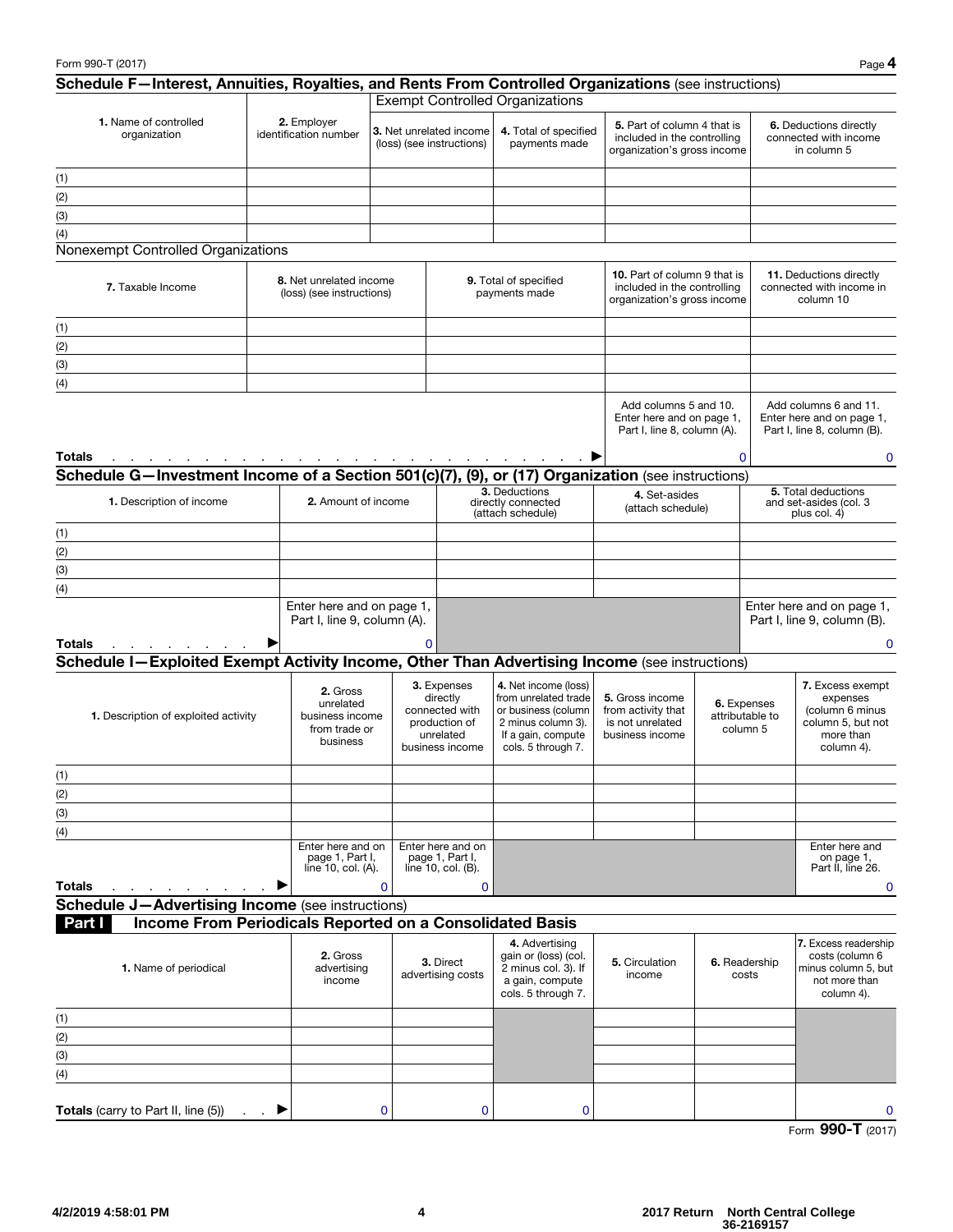Form 990-T (2017) Page **4**

## Schedule F—Interest, Annuities, Royalties, and Rents From Controlled Organizations (see instructions)

| | | Exempt Controlled Organizations | | | |
|---|---|---|---|---|---|
| **1.** Name of controlled organization | **2.** Employer identification number | **3.** Net unrelated income (loss) (see instructions) | **4.** Total of specified payments made | **5.** Part of column 4 that is included in the controlling organization's gross income | **6.** Deductions directly connected with income in column 5 |
| (1) | | | | | |
| (2) | | | | | |
| (3) | | | | | |
| (4) | | | | | |

Nonexempt Controlled Organizations

| **7.** Taxable Income | **8.** Net unrelated income (loss) (see instructions) | **9.** Total of specified payments made | **10.** Part of column 9 that is included in the controlling organization's gross income | **11.** Deductions directly connected with income in column 10 |
|---|---|---|---|---|
| (1) | | | | |
| (2) | | | | |
| (3) | | | | |
| (4) | | | | |
| | | | Add columns 5 and 10. Enter here and on page 1, Part I, line 8, column (A). | Add columns 6 and 11. Enter here and on page 1, Part I, line 8, column (B). |
| **Totals** ▶ | | | 0 | 0 |

## Schedule G—Investment Income of a Section 501(c)(7), (9), or (17) Organization (see instructions)

| **1.** Description of income | **2.** Amount of income | **3.** Deductions directly connected (attach schedule) | **4.** Set-asides (attach schedule) | **5.** Total deductions and set-asides (col. 3 plus col. 4) |
|---|---|---|---|---|
| (1) | | | | |
| (2) | | | | |
| (3) | | | | |
| (4) | | | | |
| | Enter here and on page 1, Part I, line 9, column (A). | | | Enter here and on page 1, Part I, line 9, column (B). |
| **Totals** ▶ | 0 | | | 0 |

## Schedule I—Exploited Exempt Activity Income, Other Than Advertising Income (see instructions)

| **1.** Description of exploited activity | **2.** Gross unrelated business income from trade or business | **3.** Expenses directly connected with production of unrelated business income | **4.** Net income (loss) from unrelated trade or business (column 2 minus column 3). If a gain, compute cols. 5 through 7. | **5.** Gross income from activity that is not unrelated business income | **6.** Expenses attributable to column 5 | **7.** Excess exempt expenses (column 6 minus column 5, but not more than column 4). |
|---|---|---|---|---|---|---|
| (1) | | | | | | |
| (2) | | | | | | |
| (3) | | | | | | |
| (4) | | | | | | |
| | Enter here and on page 1, Part I, line 10, col. (A). | Enter here and on page 1, Part I, line 10, col. (B). | | | | Enter here and on page 1, Part II, line 26. |
| **Totals** ▶ | 0 | 0 | | | | 0 |

## Schedule J—Advertising Income (see instructions)

### Part I Income From Periodicals Reported on a Consolidated Basis

| **1.** Name of periodical | **2.** Gross advertising income | **3.** Direct advertising costs | **4.** Advertising gain or (loss) (col. 2 minus col. 3). If a gain, compute cols. 5 through 7. | **5.** Circulation income | **6.** Readership costs | **7.** Excess readership costs (column 6 minus column 5, but not more than column 4). |
|---|---|---|---|---|---|---|
| (1) | | | | | | |
| (2) | | | | | | |
| (3) | | | | | | |
| (4) | | | | | | |
| **Totals** (carry to Part II, line (5)) ▶ | 0 | 0 | 0 | | | 0 |

Form **990-T** (2017)

4/2/2019 4:58:01 PM 2017 Return North Central College 36-2169157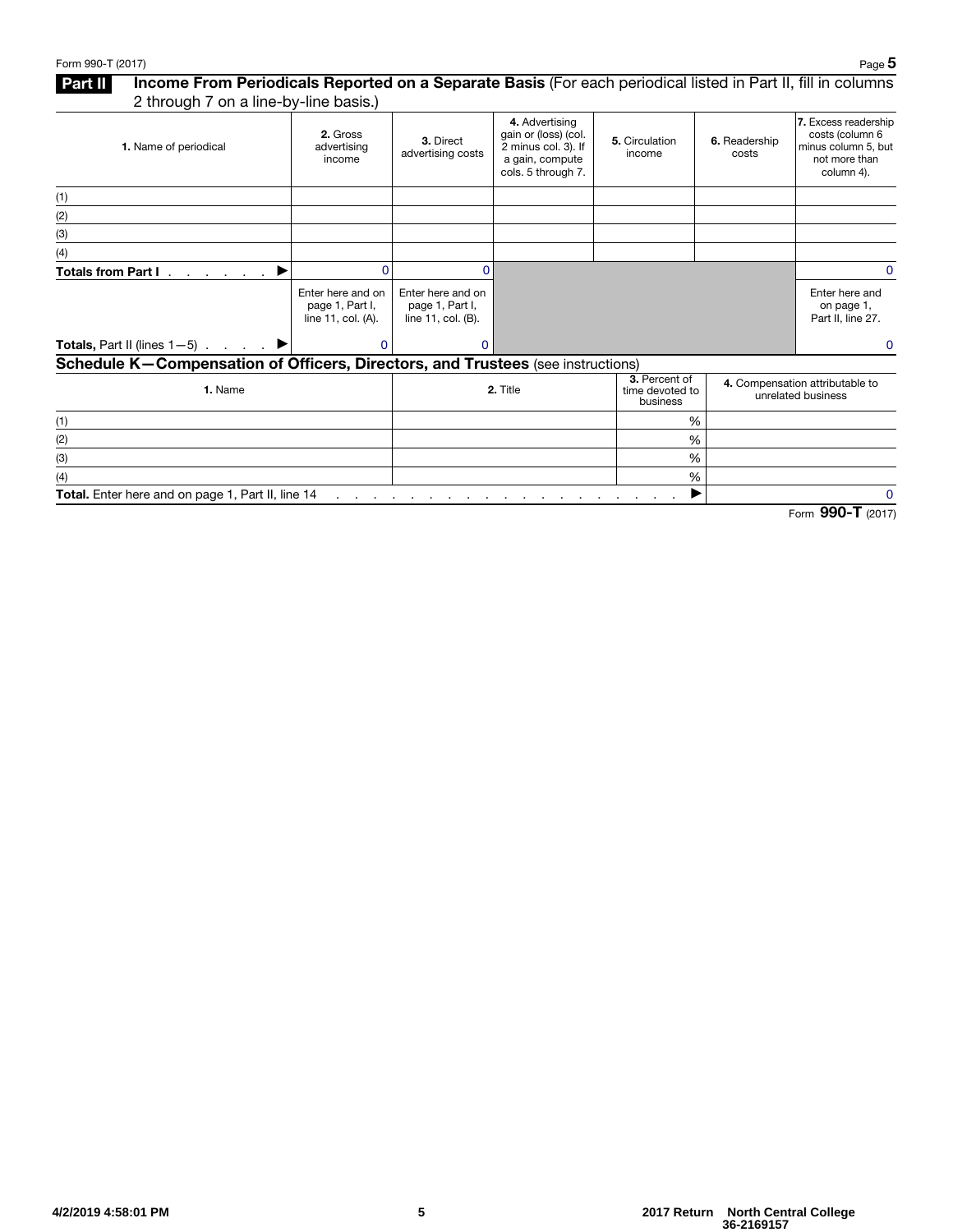## Part II — Income From Periodicals Reported on a Separate Basis (For each periodical listed in Part II, fill in columns 2 through 7 on a line-by-line basis.)

| 1. Name of periodical | 2. Gross advertising income | 3. Direct advertising costs | 4. Advertising gain or (loss) (col. 2 minus col. 3). If a gain, compute cols. 5 through 7. | 5. Circulation income | 6. Readership costs | 7. Excess readership costs (column 6 minus column 5, but not more than column 4). |
|---|---|---|---|---|---|---|
| (1) | | | | | | |
| (2) | | | | | | |
| (3) | | | | | | |
| (4) | | | | | | |
| **Totals from Part I** . . . . . . . ▶ | 0 | 0 | | | | 0 |
| | Enter here and on page 1, Part I, line 11, col. (A). | Enter here and on page 1, Part I, line 11, col. (B). | | | | Enter here and on page 1, Part II, line 27. |
| **Totals,** Part II (lines 1—5) . . . . . ▶ | 0 | 0 | | | | 0 |

## Schedule K—Compensation of Officers, Directors, and Trustees (see instructions)

| 1. Name | 2. Title | 3. Percent of time devoted to business | 4. Compensation attributable to unrelated business |
|---|---|---|---|
| (1) | | % | |
| (2) | | % | |
| (3) | | % | |
| (4) | | % | |
| **Total.** Enter here and on page 1, Part II, line 14 . . . . . . . . . . . . . . . . . . . ▶ | | | 0 |

Form **990-T** (2017)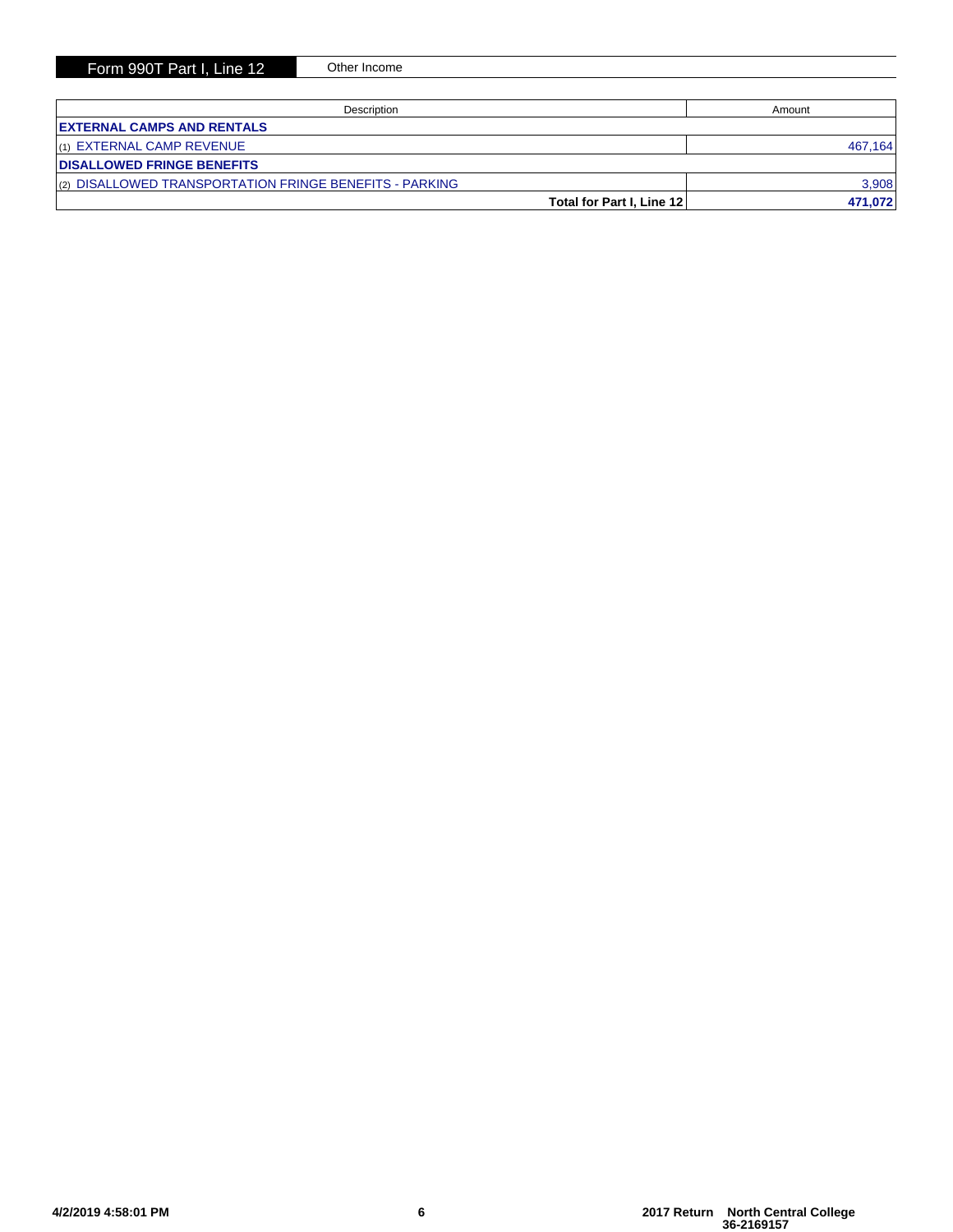## Form 990T Part I, Line 12 — Other Income

| Description | Amount |
|---|---|
| **EXTERNAL CAMPS AND RENTALS** | |
| (1) EXTERNAL CAMP REVENUE | 467,164 |
| **DISALLOWED FRINGE BENEFITS** | |
| (2) DISALLOWED TRANSPORTATION FRINGE BENEFITS - PARKING | 3,908 |
| **Total for Part I, Line 12** | **471,072** |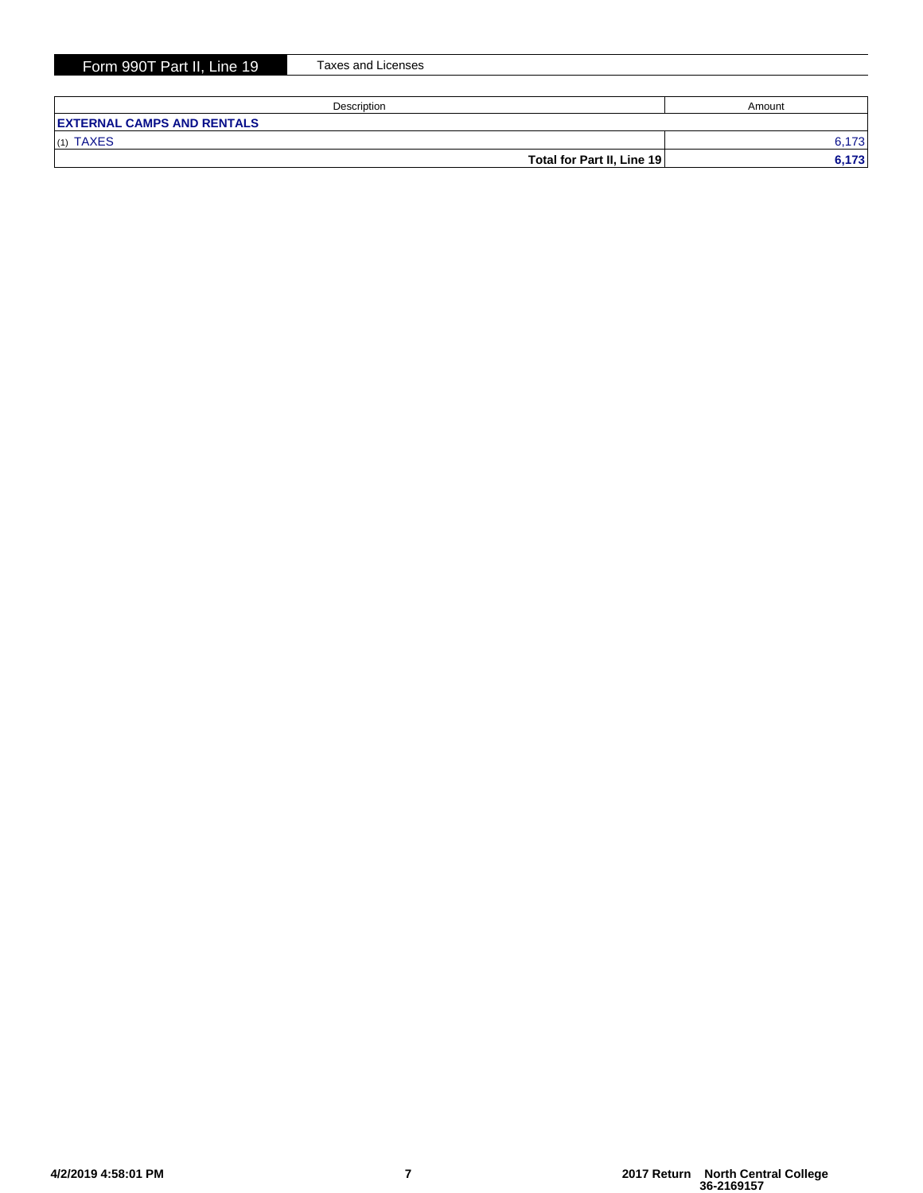## Form 990T Part II, Line 19 — Taxes and Licenses

| Description | Amount |
|---|---|
| **EXTERNAL CAMPS AND RENTALS** | |
| (1) TAXES | 6,173 |
| **Total for Part II, Line 19** | **6,173** |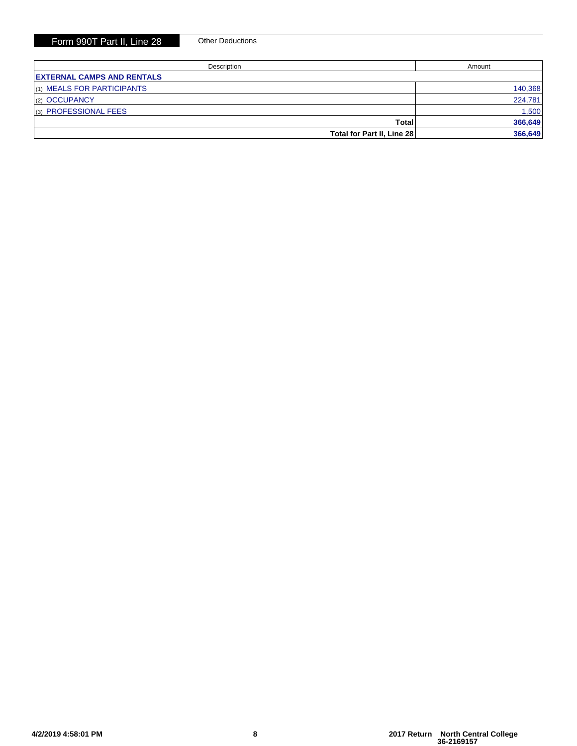## Form 990T Part II, Line 28 — Other Deductions

| Description | Amount |
|---|---|
| **EXTERNAL CAMPS AND RENTALS** | |
| (1) MEALS FOR PARTICIPANTS | 140,368 |
| (2) OCCUPANCY | 224,781 |
| (3) PROFESSIONAL FEES | 1,500 |
| **Total** | **366,649** |
| **Total for Part II, Line 28** | **366,649** |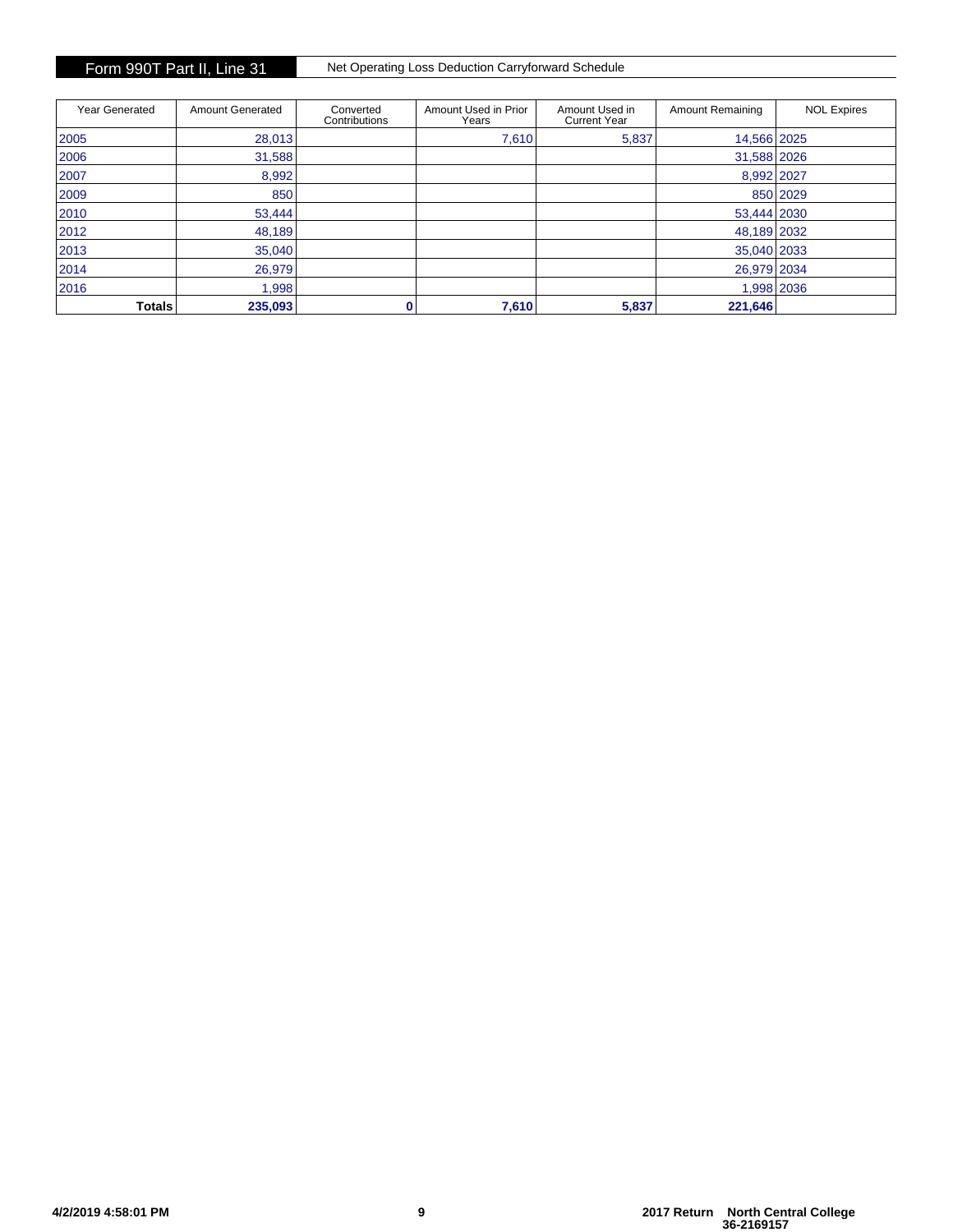## Form 990T Part II, Line 31

Net Operating Loss Deduction Carryforward Schedule

| Year Generated | Amount Generated | Converted Contributions | Amount Used in Prior Years | Amount Used in Current Year | Amount Remaining | NOL Expires |
|---|---|---|---|---|---|---|
| 2005 | 28,013 | | 7,610 | 5,837 | 14,566 | 2025 |
| 2006 | 31,588 | | | | 31,588 | 2026 |
| 2007 | 8,992 | | | | 8,992 | 2027 |
| 2009 | 850 | | | | 850 | 2029 |
| 2010 | 53,444 | | | | 53,444 | 2030 |
| 2012 | 48,189 | | | | 48,189 | 2032 |
| 2013 | 35,040 | | | | 35,040 | 2033 |
| 2014 | 26,979 | | | | 26,979 | 2034 |
| 2016 | 1,998 | | | | 1,998 | 2036 |
| **Totals** | **235,093** | **0** | **7,610** | **5,837** | **221,646** | |